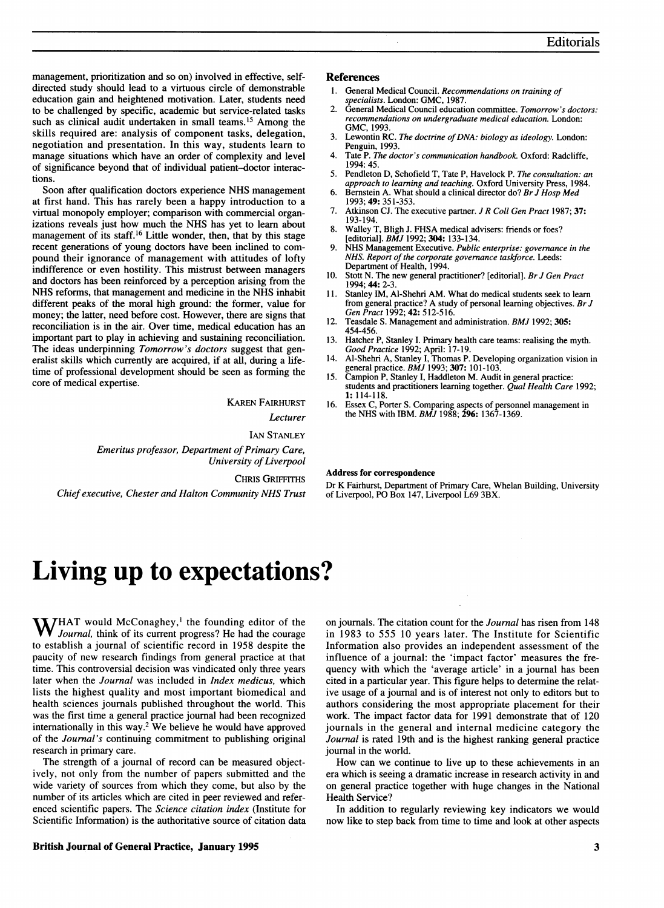management, prioritization and so on) involved in effective, self-directed study should lead to a virtuous circle of demonstrable education gain and heightened motivation. Later, students need to be challenged by specific, academic but service-related tasks such as clinical audit undertaken in small teams.[15] Among the skills required are: analysis of component tasks, delegation, negotiation and presentation. In this way, students learn to manage situations which have an order of complexity and level of significance beyond that of individual patient–doctor interactions.

Soon after qualification doctors experience NHS management at first hand. This has rarely been a happy introduction to a virtual monopoly employer; comparison with commercial organizations reveals just how much the NHS has yet to learn about management of its staff.[16] Little wonder, then, that by this stage recent generations of young doctors have been inclined to compound their ignorance of management with attitudes of lofty indifference or even hostility. This mistrust between managers and doctors has been reinforced by a perception arising from the NHS reforms, that management and medicine in the NHS inhabit different peaks of the moral high ground: the former, value for money; the latter, need before cost. However, there are signs that reconciliation is in the air. Over time, medical education has an important part to play in achieving and sustaining reconciliation. The ideas underpinning *Tomorrow's doctors* suggest that generalist skills which currently are acquired, if at all, during a lifetime of professional development should be seen as forming the core of medical expertise.

KAREN FAIRHURST
*Lecturer*

IAN STANLEY
*Emeritus professor, Department of Primary Care, University of Liverpool*

CHRIS GRIFFITHS
*Chief executive, Chester and Halton Community NHS Trust*

### References

1. General Medical Council. *Recommendations on training of specialists.* London: GMC, 1987.
2. General Medical Council education committee. *Tomorrow's doctors: recommendations on undergraduate medical education.* London: GMC, 1993.
3. Lewontin RC. *The doctrine of DNA: biology as ideology.* London: Penguin, 1993.
4. Tate P. *The doctor's communication handbook.* Oxford: Radcliffe, 1994: 45.
5. Pendleton D, Schofield T, Tate P, Havelock P. *The consultation: an approach to learning and teaching.* Oxford University Press, 1984.
6. Bernstein A. What should a clinical director do? *Br J Hosp Med* 1993; **49:** 351-353.
7. Atkinson CJ. The executive partner. *J R Coll Gen Pract* 1987; **37:** 193-194.
8. Walley T, Bligh J. FHSA medical advisers: friends or foes? [editorial]. *BMJ* 1992; **304:** 133-134.
9. NHS Management Executive. *Public enterprise: governance in the NHS. Report of the corporate governance taskforce.* Leeds: Department of Health, 1994.
10. Stott N. The new general practitioner? [editorial]. *Br J Gen Pract* 1994; **44:** 2-3.
11. Stanley IM, Al-Shehri AM. What do medical students seek to learn from general practice? A study of personal learning objectives. *Br J Gen Pract* 1992; **42:** 512-516.
12. Teasdale S. Management and administration. *BMJ* 1992; **305:** 454-456.
13. Hatcher P, Stanley I. Primary health care teams: realising the myth. *Good Practice* 1992; April: 17-19.
14. Al-Shehri A, Stanley I, Thomas P. Developing organization vision in general practice. *BMJ* 1993; **307:** 101-103.
15. Campion P, Stanley I, Haddleton M. Audit in general practice: students and practitioners learning together. *Qual Health Care* 1992; **1:** 114-118.
16. Essex C, Porter S. Comparing aspects of personnel management in the NHS with IBM. *BMJ* 1988; **296:** 1367-1369.

**Address for correspondence**

Dr K Fairhurst, Department of Primary Care, Whelan Building, University of Liverpool, PO Box 147, Liverpool L69 3BX.

# Living up to expectations?

WHAT would McConaghey,[1] the founding editor of the *Journal,* think of its current progress? He had the courage to establish a journal of scientific record in 1958 despite the paucity of new research findings from general practice at that time. This controversial decision was vindicated only three years later when the *Journal* was included in *Index medicus,* which lists the highest quality and most important biomedical and health sciences journals published throughout the world. This was the first time a general practice journal had been recognized internationally in this way.[2] We believe he would have approved of the *Journal's* continuing commitment to publishing original research in primary care.

The strength of a journal of record can be measured objectively, not only from the number of papers submitted and the wide variety of sources from which they come, but also by the number of its articles which are cited in peer reviewed and referenced scientific papers. The *Science citation index* (Institute for Scientific Information) is the authoritative source of citation data on journals. The citation count for the *Journal* has risen from 148 in 1983 to 555 10 years later. The Institute for Scientific Information also provides an independent assessment of the influence of a journal: the 'impact factor' measures the frequency with which the 'average article' in a journal has been cited in a particular year. This figure helps to determine the relative usage of a journal and is of interest not only to editors but to authors considering the most appropriate placement for their work. The impact factor data for 1991 demonstrate that of 120 journals in the general and internal medicine category the *Journal* is rated 19th and is the highest ranking general practice journal in the world.

How can we continue to live up to these achievements in an era which is seeing a dramatic increase in research activity in and on general practice together with huge changes in the National Health Service?

In addition to regularly reviewing key indicators we would now like to step back from time to time and look at other aspects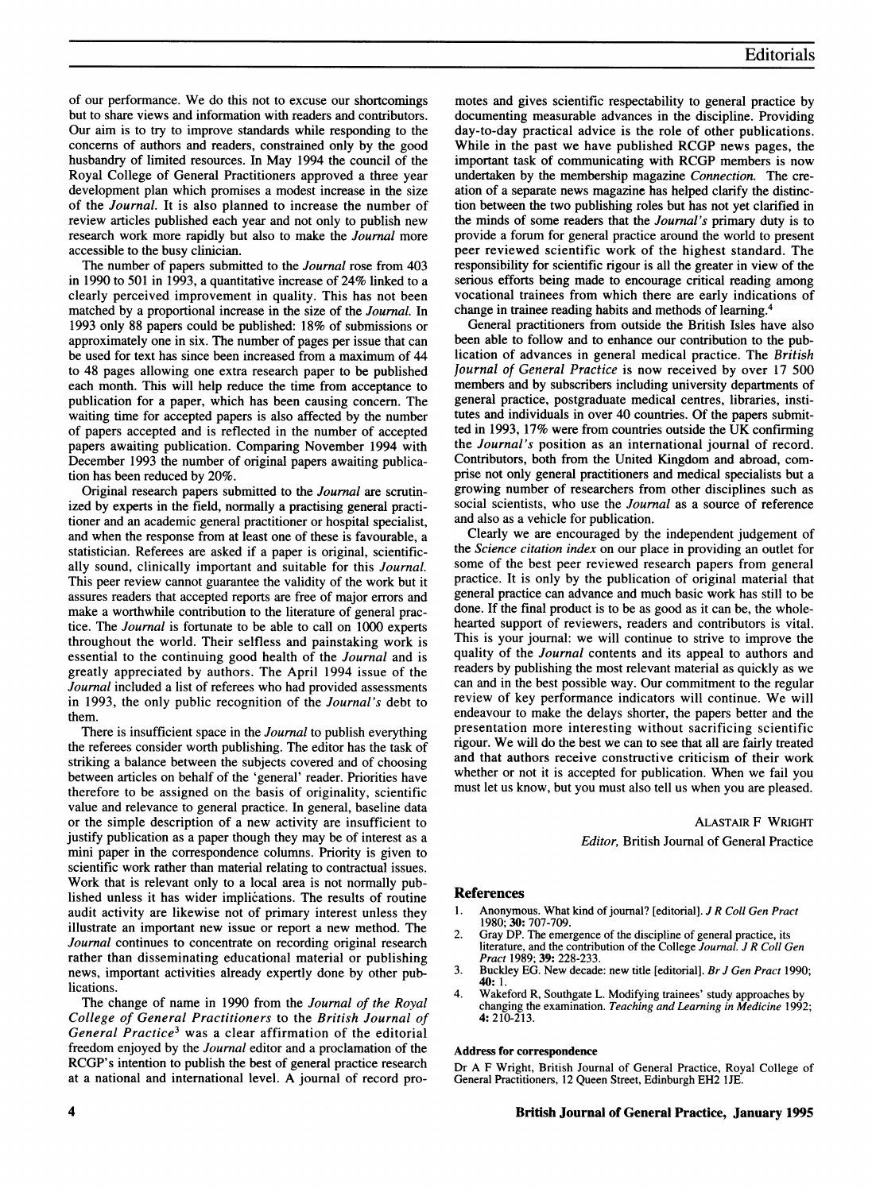of our performance. We do this not to excuse our shortcomings but to share views and information with readers and contributors. Our aim is to try to improve standards while responding to the concerns of authors and readers, constrained only by the good husbandry of limited resources. In May 1994 the council of the Royal College of General Practitioners approved a three year development plan which promises a modest increase in the size of the *Journal*. It is also planned to increase the number of review articles published each year and not only to publish new research work more rapidly but also to make the *Journal* more accessible to the busy clinician.

The number of papers submitted to the *Journal* rose from 403 in 1990 to 501 in 1993, a quantitative increase of 24% linked to a clearly perceived improvement in quality. This has not been matched by a proportional increase in the size of the *Journal*. In 1993 only 88 papers could be published: 18% of submissions or approximately one in six. The number of pages per issue that can be used for text has since been increased from a maximum of 44 to 48 pages allowing one extra research paper to be published each month. This will help reduce the time from acceptance to publication for a paper, which has been causing concern. The waiting time for accepted papers is also affected by the number of papers accepted and is reflected in the number of accepted papers awaiting publication. Comparing November 1994 with December 1993 the number of original papers awaiting publication has been reduced by 20%.

Original research papers submitted to the *Journal* are scrutinized by experts in the field, normally a practising general practitioner and an academic general practitioner or hospital specialist, and when the response from at least one of these is favourable, a statistician. Referees are asked if a paper is original, scientifically sound, clinically important and suitable for this *Journal*. This peer review cannot guarantee the validity of the work but it assures readers that accepted reports are free of major errors and make a worthwhile contribution to the literature of general practice. The *Journal* is fortunate to be able to call on 1000 experts throughout the world. Their selfless and painstaking work is essential to the continuing good health of the *Journal* and is greatly appreciated by authors. The April 1994 issue of the *Journal* included a list of referees who had provided assessments in 1993, the only public recognition of the *Journal's* debt to them.

There is insufficient space in the *Journal* to publish everything the referees consider worth publishing. The editor has the task of striking a balance between the subjects covered and of choosing between articles on behalf of the 'general' reader. Priorities have therefore to be assigned on the basis of originality, scientific value and relevance to general practice. In general, baseline data or the simple description of a new activity are insufficient to justify publication as a paper though they may be of interest as a mini paper in the correspondence columns. Priority is given to scientific work rather than material relating to contractual issues. Work that is relevant only to a local area is not normally published unless it has wider implications. The results of routine audit activity are likewise not of primary interest unless they illustrate an important new issue or report a new method. The *Journal* continues to concentrate on recording original research rather than disseminating educational material or publishing news, important activities already expertly done by other publications.

The change of name in 1990 from the *Journal of the Royal College of General Practitioners* to the *British Journal of General Practice*[3] was a clear affirmation of the editorial freedom enjoyed by the *Journal* editor and a proclamation of the RCGP's intention to publish the best of general practice research at a national and international level. A journal of record promotes and gives scientific respectability to general practice by documenting measurable advances in the discipline. Providing day-to-day practical advice is the role of other publications. While in the past we have published RCGP news pages, the important task of communicating with RCGP members is now undertaken by the membership magazine *Connection*. The creation of a separate news magazine has helped clarify the distinction between the two publishing roles but has not yet clarified in the minds of some readers that the *Journal's* primary duty is to provide a forum for general practice around the world to present peer reviewed scientific work of the highest standard. The responsibility for scientific rigour is all the greater in view of the serious efforts being made to encourage critical reading among vocational trainees from which there are early indications of change in trainee reading habits and methods of learning.[4]

General practitioners from outside the British Isles have also been able to follow and to enhance our contribution to the publication of advances in general medical practice. The *British Journal of General Practice* is now received by over 17 500 members and by subscribers including university departments of general practice, postgraduate medical centres, libraries, institutes and individuals in over 40 countries. Of the papers submitted in 1993, 17% were from countries outside the UK confirming the *Journal's* position as an international journal of record. Contributors, both from the United Kingdom and abroad, comprise not only general practitioners and medical specialists but a growing number of researchers from other disciplines such as social scientists, who use the *Journal* as a source of reference and also as a vehicle for publication.

Clearly we are encouraged by the independent judgement of the *Science citation index* on our place in providing an outlet for some of the best peer reviewed research papers from general practice. It is only by the publication of original material that general practice can advance and much basic work has still to be done. If the final product is to be as good as it can be, the wholehearted support of reviewers, readers and contributors is vital. This is your journal: we will continue to strive to improve the quality of the *Journal* contents and its appeal to authors and readers by publishing the most relevant material as quickly as we can and in the best possible way. Our commitment to the regular review of key performance indicators will continue. We will endeavour to make the delays shorter, the papers better and the presentation more interesting without sacrificing scientific rigour. We will do the best we can to see that all are fairly treated and that authors receive constructive criticism of their work whether or not it is accepted for publication. When we fail you must let us know, but you must also tell us when you are pleased.

ALASTAIR F WRIGHT
*Editor,* British Journal of General Practice

## References

1. Anonymous. What kind of journal? [editorial]. *J R Coll Gen Pract* 1980; **30:** 707-709.
2. Gray DP. The emergence of the discipline of general practice, its literature, and the contribution of the College *Journal*. *J R Coll Gen Pract* 1989; **39:** 228-233.
3. Buckley EG. New decade: new title [editorial]. *Br J Gen Pract* 1990; **40:** 1.
4. Wakeford R, Southgate L. Modifying trainees' study approaches by changing the examination. *Teaching and Learning in Medicine* 1992; **4:** 210-213.

#### Address for correspondence

Dr A F Wright, British Journal of General Practice, Royal College of General Practitioners, 12 Queen Street, Edinburgh EH2 1JE.